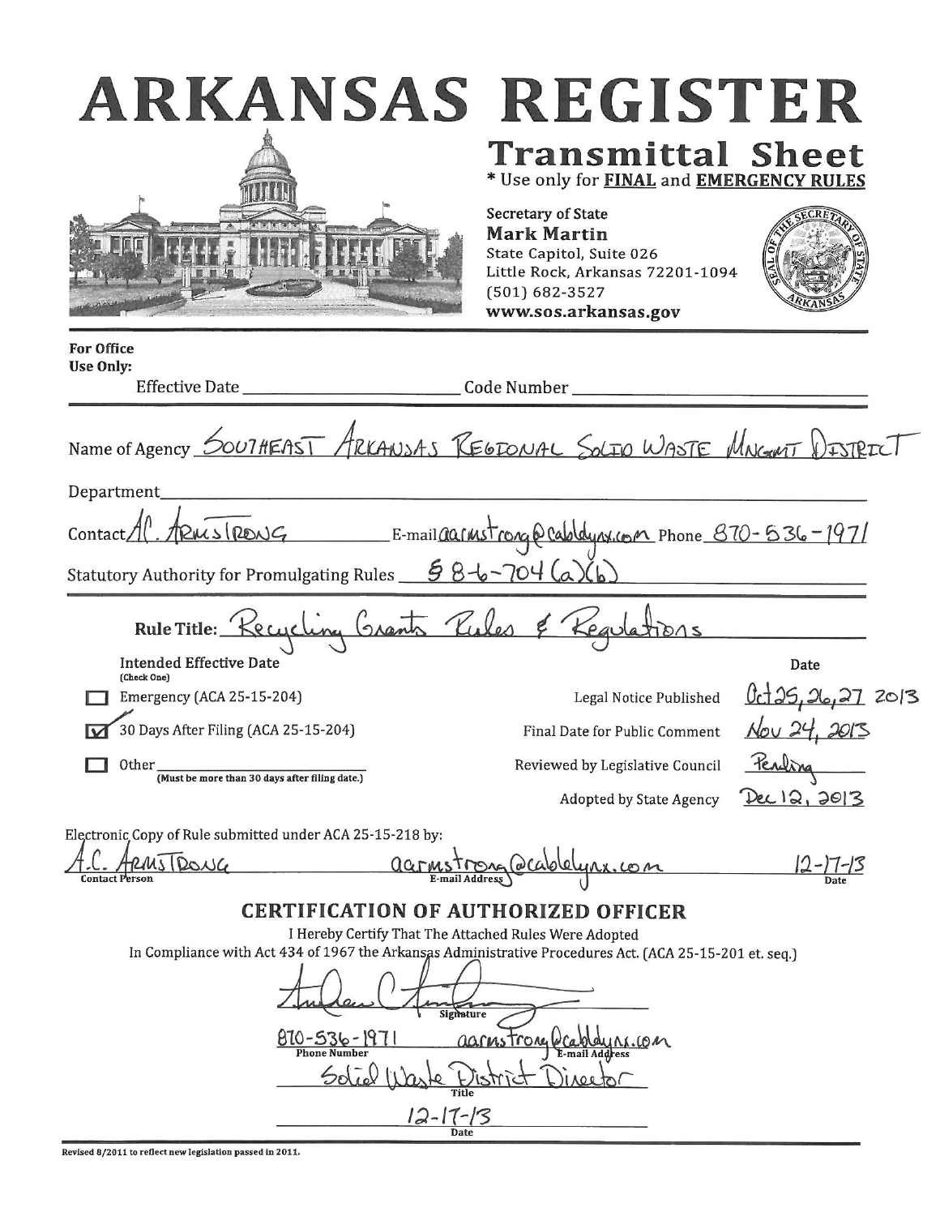# ARKANSAS REGISTER

## Transmittal Sheet

\* Use only for **FINAL** and **EMERGENCY RULES**

Secretary of State
**Mark Martin**
State Capitol, Suite 026
Little Rock, Arkansas 72201-1094
(501) 682-3527
**www.sos.arkansas.gov**

**For Office Use Only:**

Effective Date \_\_\_\_\_\_\_\_\_\_\_\_\_\_\_\_ Code Number \_\_\_\_\_\_\_\_\_\_\_\_\_\_\_\_

Name of Agency: SOUTHEAST ARKANSAS REGIONAL SOLID WASTE MNGMT DISTRICT

Department \_\_\_\_\_\_\_\_\_\_\_\_\_\_\_\_

Contact: AC. ARMSTRONG E-mail: aarmstrong@cablelynx.com Phone: 870-536-1971

Statutory Authority for Promulgating Rules: § 8-6-704 (a)(b)

**Rule Title:** Recycling Grants Rules & Regulations

**Intended Effective Date** (Check One)

- [ ] Emergency (ACA 25-15-204)
- [x] 30 Days After Filing (ACA 25-15-204)
- [ ] Other \_\_\_\_\_\_\_\_ (Must be more than 30 days after filing date.)

| | Date |
|---|---|
| Legal Notice Published | Oct 25, 26, 27 2013 |
| Final Date for Public Comment | Nov 24, 2013 |
| Reviewed by Legislative Council | Pending |
| Adopted by State Agency | Dec 12, 2013 |

Electronic Copy of Rule submitted under ACA 25-15-218 by:

A.C. ARMSTRONG (Contact Person) aarmstrong@cablelynx.com (E-mail Address) 12-17-13 (Date)

## CERTIFICATION OF AUTHORIZED OFFICER

I Hereby Certify That The Attached Rules Were Adopted
In Compliance with Act 434 of 1967 the Arkansas Administrative Procedures Act. (ACA 25-15-201 et. seq.)

[Signature]
Signature

870-536-1971 aarmstrong@cablelynx.com
Phone Number E-mail Address

Solid Waste District Director
Title

12-17-13
Date

Revised 8/2011 to reflect new legislation passed in 2011.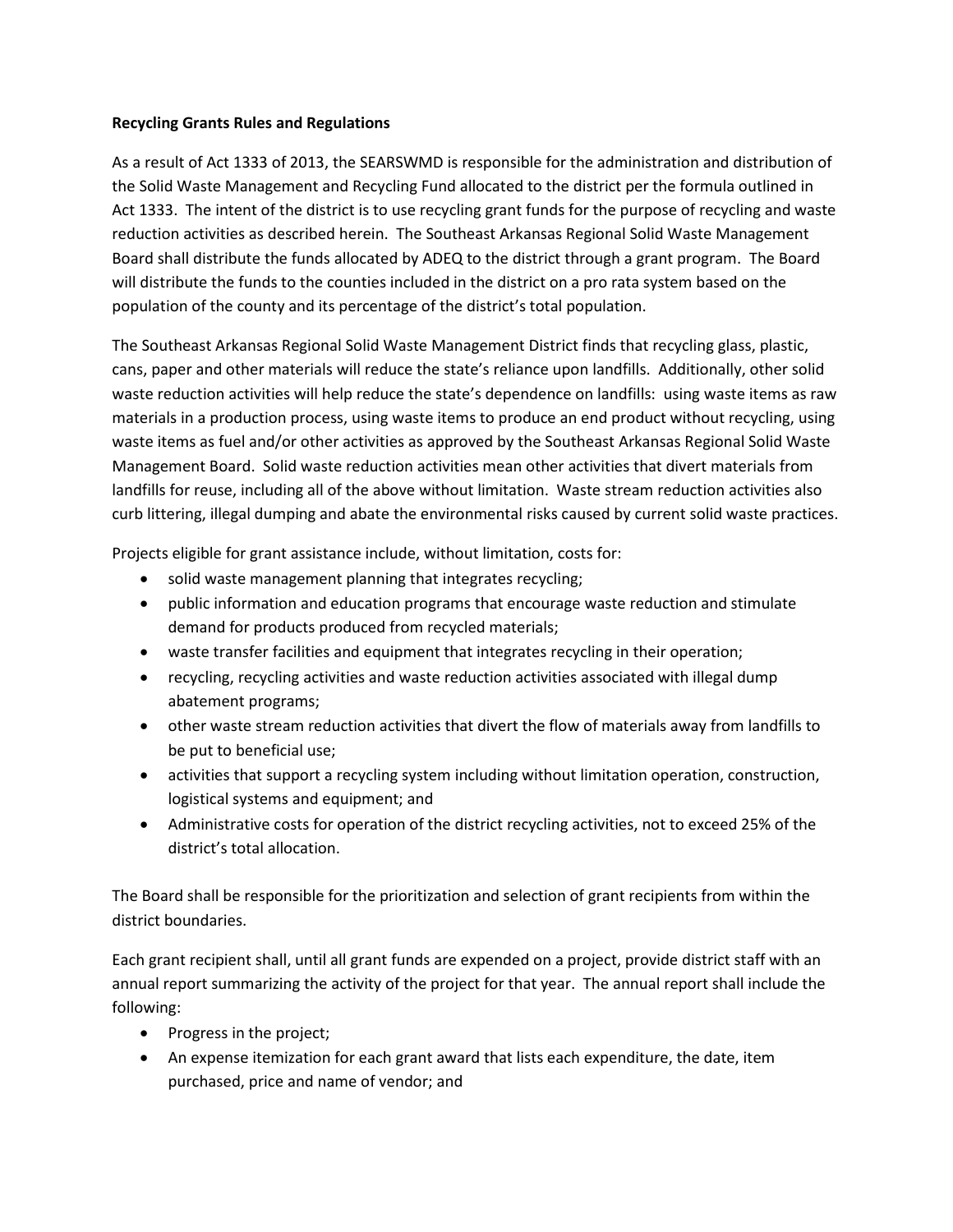**Recycling Grants Rules and Regulations**

As a result of Act 1333 of 2013, the SEARSWMD is responsible for the administration and distribution of the Solid Waste Management and Recycling Fund allocated to the district per the formula outlined in Act 1333. The intent of the district is to use recycling grant funds for the purpose of recycling and waste reduction activities as described herein. The Southeast Arkansas Regional Solid Waste Management Board shall distribute the funds allocated by ADEQ to the district through a grant program. The Board will distribute the funds to the counties included in the district on a pro rata system based on the population of the county and its percentage of the district's total population.

The Southeast Arkansas Regional Solid Waste Management District finds that recycling glass, plastic, cans, paper and other materials will reduce the state's reliance upon landfills. Additionally, other solid waste reduction activities will help reduce the state's dependence on landfills: using waste items as raw materials in a production process, using waste items to produce an end product without recycling, using waste items as fuel and/or other activities as approved by the Southeast Arkansas Regional Solid Waste Management Board. Solid waste reduction activities mean other activities that divert materials from landfills for reuse, including all of the above without limitation. Waste stream reduction activities also curb littering, illegal dumping and abate the environmental risks caused by current solid waste practices.

Projects eligible for grant assistance include, without limitation, costs for:

- solid waste management planning that integrates recycling;
- public information and education programs that encourage waste reduction and stimulate demand for products produced from recycled materials;
- waste transfer facilities and equipment that integrates recycling in their operation;
- recycling, recycling activities and waste reduction activities associated with illegal dump abatement programs;
- other waste stream reduction activities that divert the flow of materials away from landfills to be put to beneficial use;
- activities that support a recycling system including without limitation operation, construction, logistical systems and equipment; and
- Administrative costs for operation of the district recycling activities, not to exceed 25% of the district's total allocation.

The Board shall be responsible for the prioritization and selection of grant recipients from within the district boundaries.

Each grant recipient shall, until all grant funds are expended on a project, provide district staff with an annual report summarizing the activity of the project for that year. The annual report shall include the following:

- Progress in the project;
- An expense itemization for each grant award that lists each expenditure, the date, item purchased, price and name of vendor; and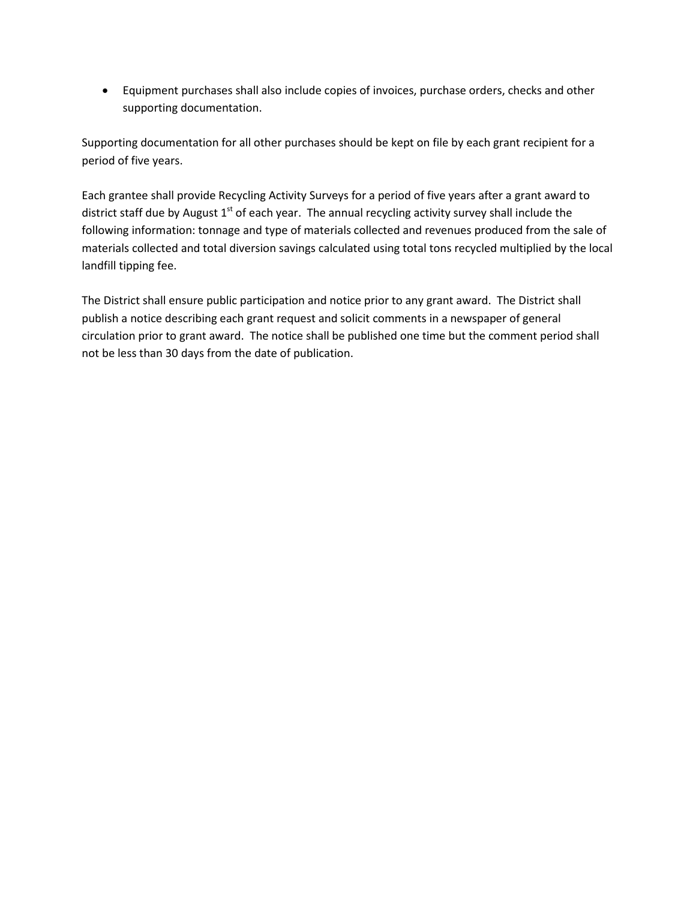- Equipment purchases shall also include copies of invoices, purchase orders, checks and other supporting documentation.

Supporting documentation for all other purchases should be kept on file by each grant recipient for a period of five years.

Each grantee shall provide Recycling Activity Surveys for a period of five years after a grant award to district staff due by August 1st of each year. The annual recycling activity survey shall include the following information: tonnage and type of materials collected and revenues produced from the sale of materials collected and total diversion savings calculated using total tons recycled multiplied by the local landfill tipping fee.

The District shall ensure public participation and notice prior to any grant award. The District shall publish a notice describing each grant request and solicit comments in a newspaper of general circulation prior to grant award. The notice shall be published one time but the comment period shall not be less than 30 days from the date of publication.